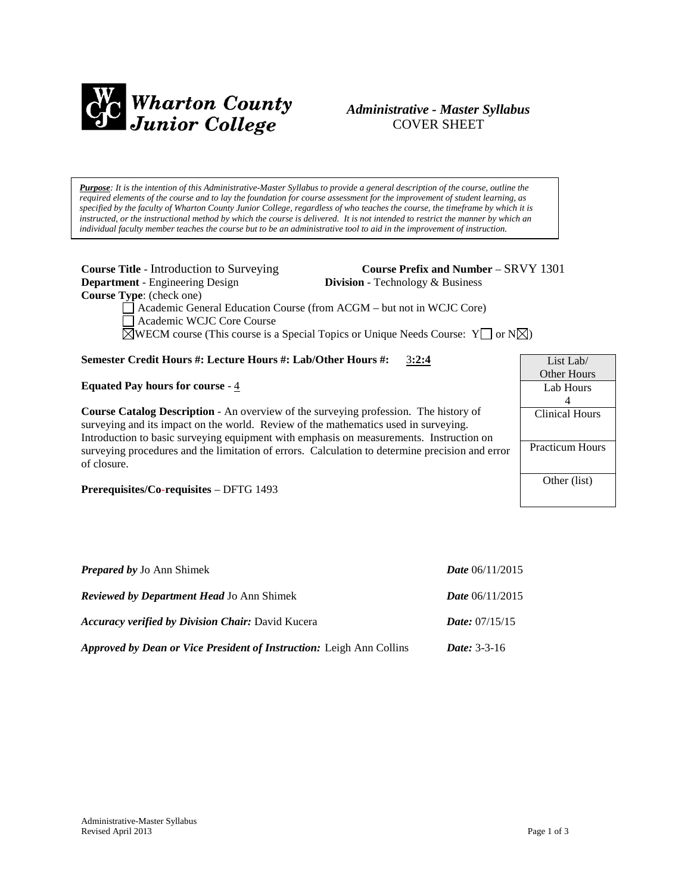**Wharton County Junior College**

***Administrative - Master Syllabus***
COVER SHEET

***Purpose**: It is the intention of this Administrative-Master Syllabus to provide a general description of the course, outline the required elements of the course and to lay the foundation for course assessment for the improvement of student learning, as specified by the faculty of Wharton County Junior College, regardless of who teaches the course, the timeframe by which it is instructed, or the instructional method by which the course is delivered. It is not intended to restrict the manner by which an individual faculty member teaches the course but to be an administrative tool to aid in the improvement of instruction.*

**Course Title** - Introduction to Surveying **Course Prefix and Number** – SRVY 1301
**Department** - Engineering Design **Division** - Technology & Business
**Course Type**: (check one)

- ☐ Academic General Education Course (from ACGM – but not in WCJC Core)
- ☐ Academic WCJC Core Course
- ☒ WECM course (This course is a Special Topics or Unique Needs Course: Y☐ or N☒)

**Semester Credit Hours #: Lecture Hours #: Lab/Other Hours #:** 3**:2:4**

**Equated Pay hours for course** - 4

**Course Catalog Description** - An overview of the surveying profession. The history of surveying and its impact on the world. Review of the mathematics used in surveying. Introduction to basic surveying equipment with emphasis on measurements. Instruction on surveying procedures and the limitation of errors. Calculation to determine precision and error of closure.

**Prerequisites/Co-requisites** – DFTG 1493

| List Lab/ Other Hours |
|---|
| Lab Hours 4 |
| Clinical Hours |
| Practicum Hours |
| Other (list) |

***Prepared by*** Jo Ann Shimek ***Date*** 06/11/2015

***Reviewed by Department Head*** Jo Ann Shimek ***Date*** 06/11/2015

***Accuracy verified by Division Chair:*** David Kucera ***Date:*** 07/15/15

***Approved by Dean or Vice President of Instruction:*** Leigh Ann Collins ***Date:*** 3-3-16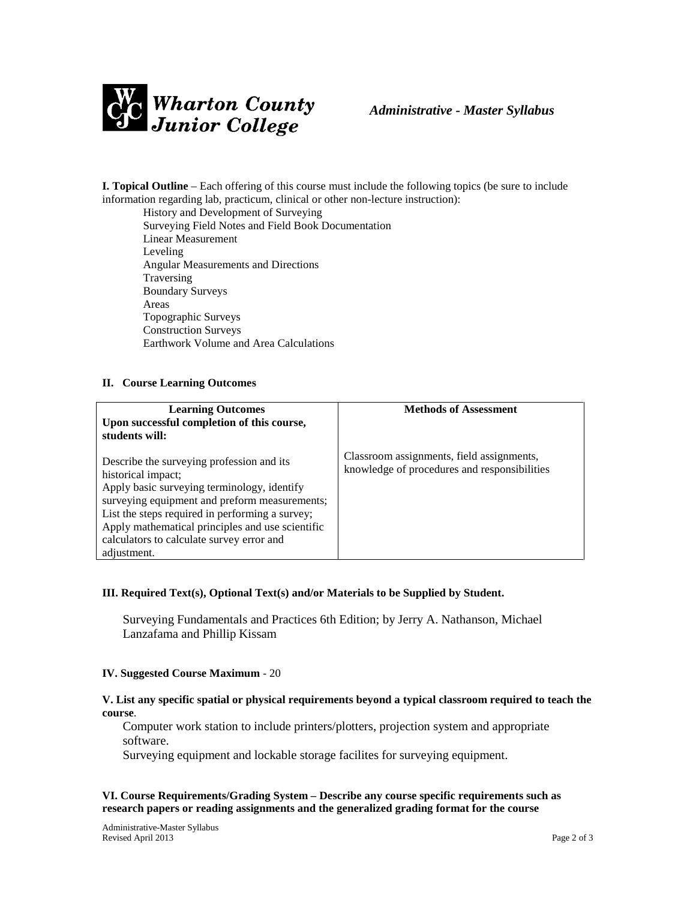**I. Topical Outline** – Each offering of this course must include the following topics (be sure to include information regarding lab, practicum, clinical or other non-lecture instruction):

- History and Development of Surveying
- Surveying Field Notes and Field Book Documentation
- Linear Measurement
- Leveling
- Angular Measurements and Directions
- Traversing
- Boundary Surveys
- Areas
- Topographic Surveys
- Construction Surveys
- Earthwork Volume and Area Calculations

## II. Course Learning Outcomes

| **Learning Outcomes**<br>**Upon successful completion of this course, students will:** | **Methods of Assessment** |
| --- | --- |
| Describe the surveying profession and its historical impact;<br>Apply basic surveying terminology, identify surveying equipment and preform measurements;<br>List the steps required in performing a survey;<br>Apply mathematical principles and use scientific calculators to calculate survey error and adjustment. | Classroom assignments, field assignments, knowledge of procedures and responsibilities |

## III. Required Text(s), Optional Text(s) and/or Materials to be Supplied by Student.

Surveying Fundamentals and Practices 6th Edition; by Jerry A. Nathanson, Michael Lanzafama and Phillip Kissam

## IV. Suggested Course Maximum - 20

## V. List any specific spatial or physical requirements beyond a typical classroom required to teach the course.

Computer work station to include printers/plotters, projection system and appropriate software.

Surveying equipment and lockable storage facilites for surveying equipment.

## VI. Course Requirements/Grading System – Describe any course specific requirements such as research papers or reading assignments and the generalized grading format for the course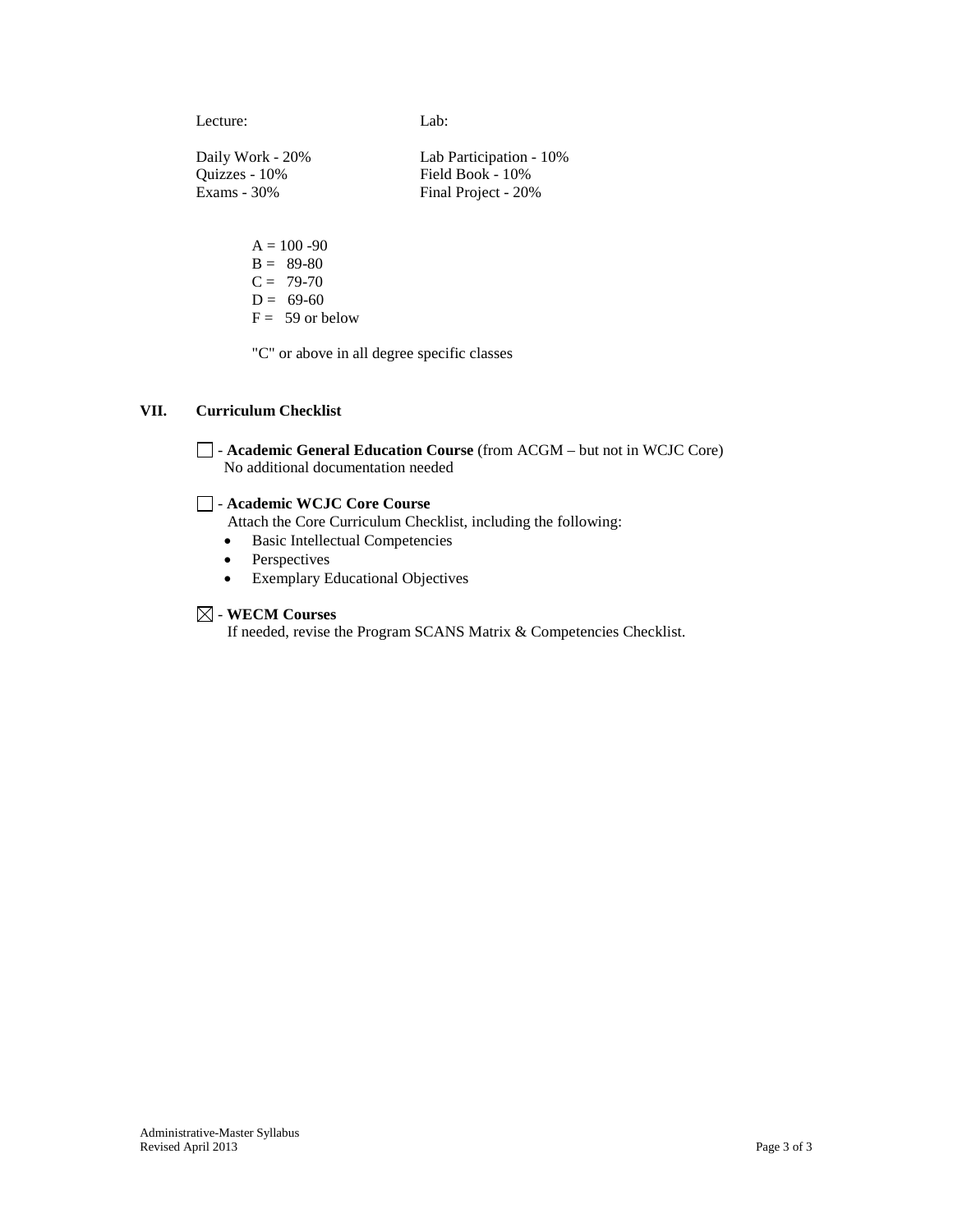| Lecture: | Lab: |
|---|---|
| Daily Work - 20% | Lab Participation - 10% |
| Quizzes - 10% | Field Book - 10% |
| Exams - 30% | Final Project - 20% |

A = 100 -90
B = 89-80
C = 79-70
D = 69-60
F = 59 or below

"C" or above in all degree specific classes

## VII. Curriculum Checklist

☐ - **Academic General Education Course** (from ACGM – but not in WCJC Core)
No additional documentation needed

☐ - **Academic WCJC Core Course**
Attach the Core Curriculum Checklist, including the following:

- Basic Intellectual Competencies
- Perspectives
- Exemplary Educational Objectives

☒ - **WECM Courses**
If needed, revise the Program SCANS Matrix & Competencies Checklist.